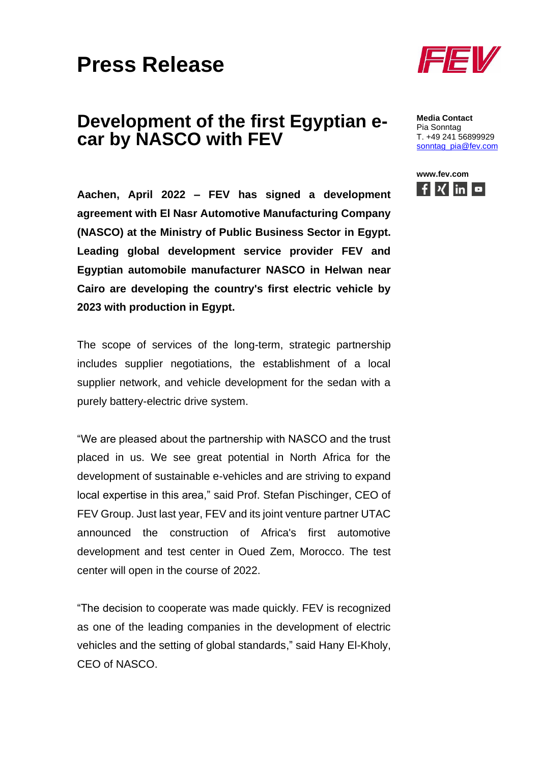# Press Release

## Development of the first Egyptian e-car by NASCO with FEV

**Media Contact**
Pia Sonntag
T. +49 241 56899929
sonntag_pia@fev.com

**www.fev.com**

**Aachen, April 2022 – FEV has signed a development agreement with El Nasr Automotive Manufacturing Company (NASCO) at the Ministry of Public Business Sector in Egypt. Leading global development service provider FEV and Egyptian automobile manufacturer NASCO in Helwan near Cairo are developing the country's first electric vehicle by 2023 with production in Egypt.**

The scope of services of the long-term, strategic partnership includes supplier negotiations, the establishment of a local supplier network, and vehicle development for the sedan with a purely battery-electric drive system.

"We are pleased about the partnership with NASCO and the trust placed in us. We see great potential in North Africa for the development of sustainable e-vehicles and are striving to expand local expertise in this area," said Prof. Stefan Pischinger, CEO of FEV Group. Just last year, FEV and its joint venture partner UTAC announced the construction of Africa's first automotive development and test center in Oued Zem, Morocco. The test center will open in the course of 2022.

"The decision to cooperate was made quickly. FEV is recognized as one of the leading companies in the development of electric vehicles and the setting of global standards," said Hany El-Kholy, CEO of NASCO.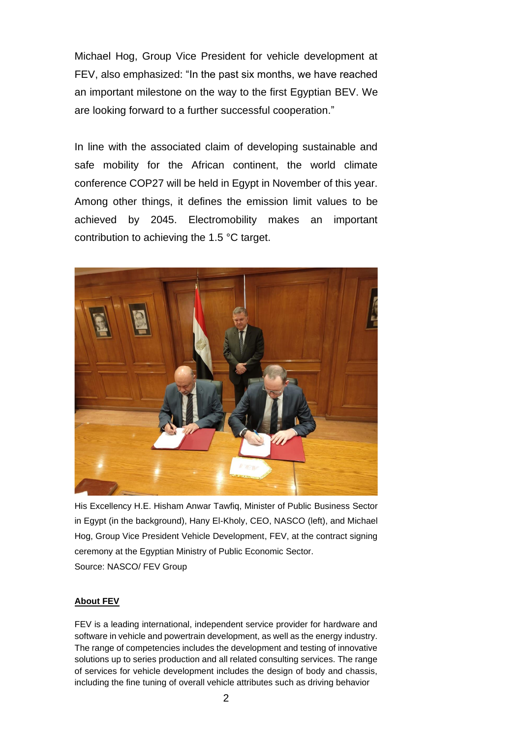Michael Hog, Group Vice President for vehicle development at FEV, also emphasized: “In the past six months, we have reached an important milestone on the way to the first Egyptian BEV. We are looking forward to a further successful cooperation.”

In line with the associated claim of developing sustainable and safe mobility for the African continent, the world climate conference COP27 will be held in Egypt in November of this year. Among other things, it defines the emission limit values to be achieved by 2045. Electromobility makes an important contribution to achieving the 1.5 °C target.

His Excellency H.E. Hisham Anwar Tawfiq, Minister of Public Business Sector in Egypt (in the background), Hany El-Kholy, CEO, NASCO (left), and Michael Hog, Group Vice President Vehicle Development, FEV, at the contract signing ceremony at the Egyptian Ministry of Public Economic Sector.
Source: NASCO/ FEV Group

**About FEV**

FEV is a leading international, independent service provider for hardware and software in vehicle and powertrain development, as well as the energy industry. The range of competencies includes the development and testing of innovative solutions up to series production and all related consulting services. The range of services for vehicle development includes the design of body and chassis, including the fine tuning of overall vehicle attributes such as driving behavior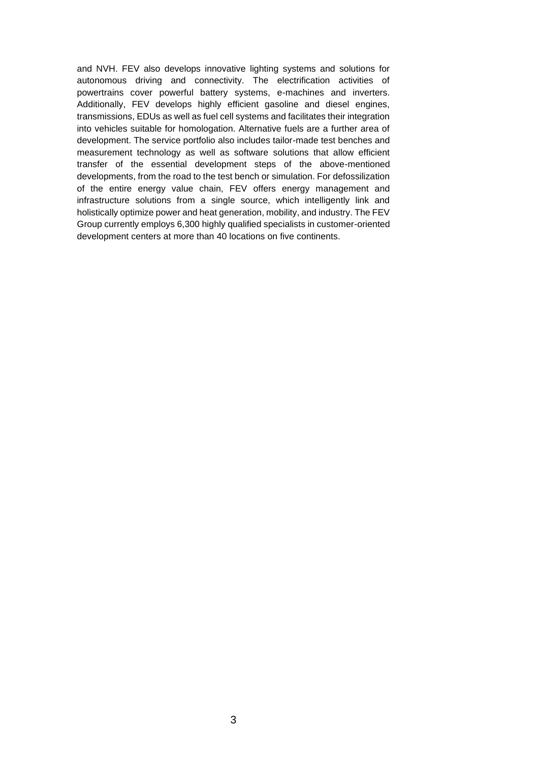and NVH. FEV also develops innovative lighting systems and solutions for autonomous driving and connectivity. The electrification activities of powertrains cover powerful battery systems, e-machines and inverters. Additionally, FEV develops highly efficient gasoline and diesel engines, transmissions, EDUs as well as fuel cell systems and facilitates their integration into vehicles suitable for homologation. Alternative fuels are a further area of development. The service portfolio also includes tailor-made test benches and measurement technology as well as software solutions that allow efficient transfer of the essential development steps of the above-mentioned developments, from the road to the test bench or simulation. For defossilization of the entire energy value chain, FEV offers energy management and infrastructure solutions from a single source, which intelligently link and holistically optimize power and heat generation, mobility, and industry. The FEV Group currently employs 6,300 highly qualified specialists in customer-oriented development centers at more than 40 locations on five continents.